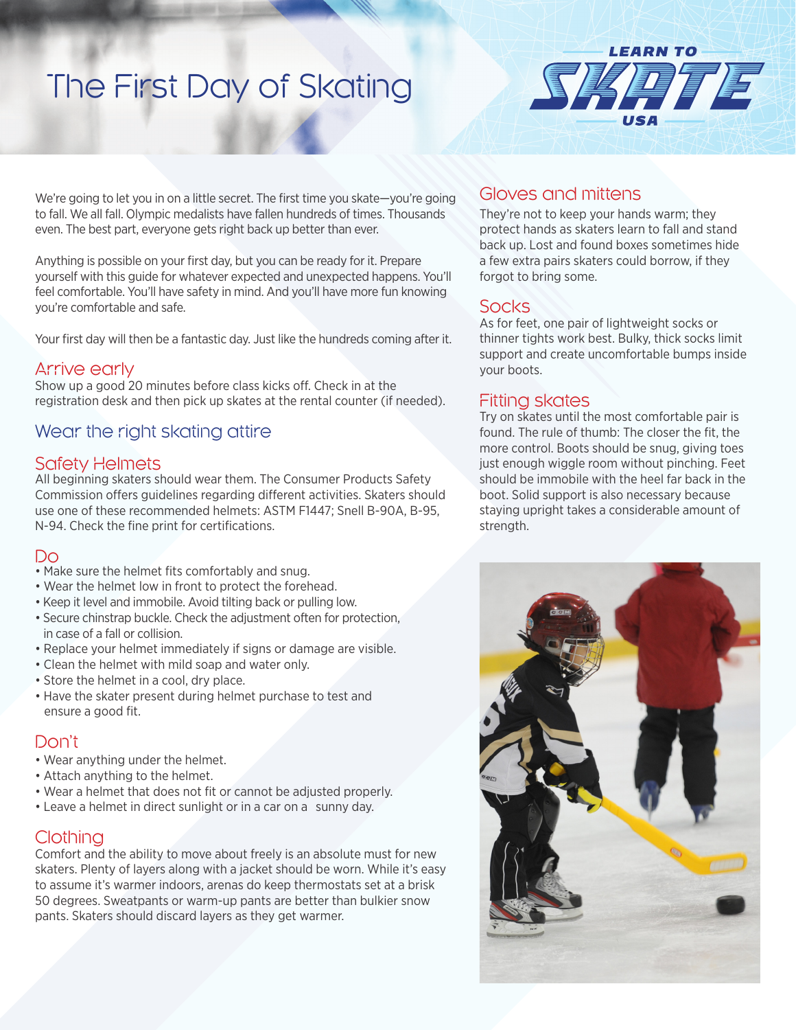# The First Day of Skating

LEARN TO SKATE USA

We're going to let you in on a little secret. The first time you skate—you're going to fall. We all fall. Olympic medalists have fallen hundreds of times. Thousands even. The best part, everyone gets right back up better than ever.

Anything is possible on your first day, but you can be ready for it. Prepare yourself with this guide for whatever expected and unexpected happens. You'll feel comfortable. You'll have safety in mind. And you'll have more fun knowing you're comfortable and safe.

Your first day will then be a fantastic day. Just like the hundreds coming after it.

## Arrive early

Show up a good 20 minutes before class kicks off. Check in at the registration desk and then pick up skates at the rental counter (if needed).

## Wear the right skating attire

### Safety Helmets

All beginning skaters should wear them. The Consumer Products Safety Commission offers guidelines regarding different activities. Skaters should use one of these recommended helmets: ASTM F1447; Snell B-90A, B-95, N-94. Check the fine print for certifications.

### Do

- Make sure the helmet fits comfortably and snug.
- Wear the helmet low in front to protect the forehead.
- Keep it level and immobile. Avoid tilting back or pulling low.
- Secure chinstrap buckle. Check the adjustment often for protection, in case of a fall or collision.
- Replace your helmet immediately if signs or damage are visible.
- Clean the helmet with mild soap and water only.
- Store the helmet in a cool, dry place.
- Have the skater present during helmet purchase to test and ensure a good fit.

### Don't

- Wear anything under the helmet.
- Attach anything to the helmet.
- Wear a helmet that does not fit or cannot be adjusted properly.
- Leave a helmet in direct sunlight or in a car on a sunny day.

### Clothing

Comfort and the ability to move about freely is an absolute must for new skaters. Plenty of layers along with a jacket should be worn. While it's easy to assume it's warmer indoors, arenas do keep thermostats set at a brisk 50 degrees. Sweatpants or warm-up pants are better than bulkier snow pants. Skaters should discard layers as they get warmer.

### Gloves and mittens

They're not to keep your hands warm; they protect hands as skaters learn to fall and stand back up. Lost and found boxes sometimes hide a few extra pairs skaters could borrow, if they forgot to bring some.

### Socks

As for feet, one pair of lightweight socks or thinner tights work best. Bulky, thick socks limit support and create uncomfortable bumps inside your boots.

### Fitting skates

Try on skates until the most comfortable pair is found. The rule of thumb: The closer the fit, the more control. Boots should be snug, giving toes just enough wiggle room without pinching. Feet should be immobile with the heel far back in the boot. Solid support is also necessary because staying upright takes a considerable amount of strength.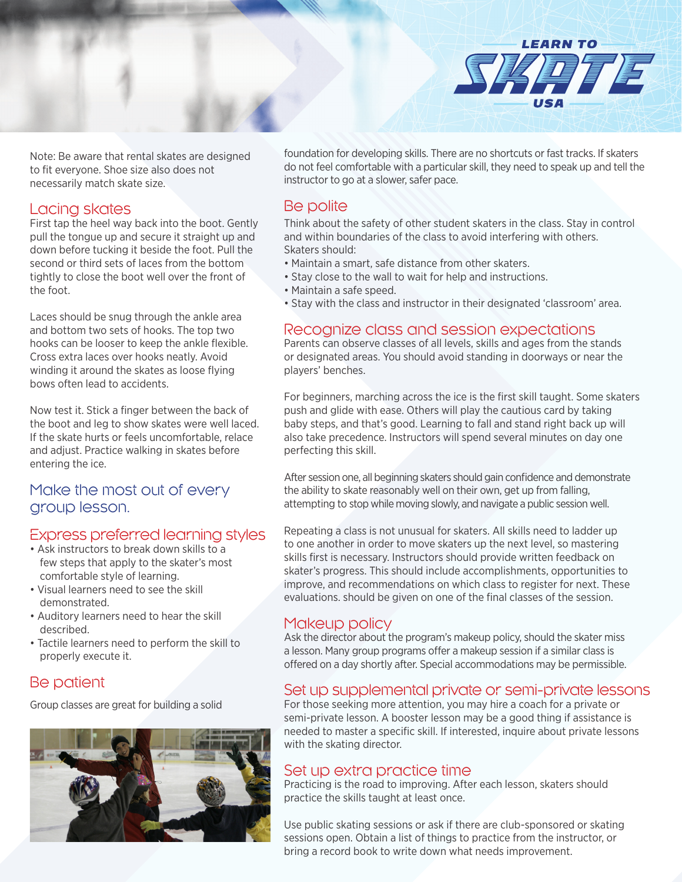Note: Be aware that rental skates are designed to fit everyone. Shoe size also does not necessarily match skate size.

## Lacing skates

First tap the heel way back into the boot. Gently pull the tongue up and secure it straight up and down before tucking it beside the foot. Pull the second or third sets of laces from the bottom tightly to close the boot well over the front of the foot.

Laces should be snug through the ankle area and bottom two sets of hooks. The top two hooks can be looser to keep the ankle flexible. Cross extra laces over hooks neatly. Avoid winding it around the skates as loose flying bows often lead to accidents.

Now test it. Stick a finger between the back of the boot and leg to show skates were well laced. If the skate hurts or feels uncomfortable, relace and adjust. Practice walking in skates before entering the ice.

# Make the most out of every group lesson.

## Express preferred learning styles

- Ask instructors to break down skills to a few steps that apply to the skater's most comfortable style of learning.
- Visual learners need to see the skill demonstrated.
- Auditory learners need to hear the skill described.
- Tactile learners need to perform the skill to properly execute it.

## Be patient

Group classes are great for building a solid foundation for developing skills. There are no shortcuts or fast tracks. If skaters do not feel comfortable with a particular skill, they need to speak up and tell the instructor to go at a slower, safer pace.

## Be polite

Think about the safety of other student skaters in the class. Stay in control and within boundaries of the class to avoid interfering with others. Skaters should:

- Maintain a smart, safe distance from other skaters.
- Stay close to the wall to wait for help and instructions.
- Maintain a safe speed.
- Stay with the class and instructor in their designated 'classroom' area.

## Recognize class and session expectations

Parents can observe classes of all levels, skills and ages from the stands or designated areas. You should avoid standing in doorways or near the players' benches.

For beginners, marching across the ice is the first skill taught. Some skaters push and glide with ease. Others will play the cautious card by taking baby steps, and that's good. Learning to fall and stand right back up will also take precedence. Instructors will spend several minutes on day one perfecting this skill.

After session one, all beginning skaters should gain confidence and demonstrate the ability to skate reasonably well on their own, get up from falling, attempting to stop while moving slowly, and navigate a public session well.

Repeating a class is not unusual for skaters. All skills need to ladder up to one another in order to move skaters up the next level, so mastering skills first is necessary. Instructors should provide written feedback on skater's progress. This should include accomplishments, opportunities to improve, and recommendations on which class to register for next. These evaluations. should be given on one of the final classes of the session.

## Makeup policy

Ask the director about the program's makeup policy, should the skater miss a lesson. Many group programs offer a makeup session if a similar class is offered on a day shortly after. Special accommodations may be permissible.

## Set up supplemental private or semi-private lessons

For those seeking more attention, you may hire a coach for a private or semi-private lesson. A booster lesson may be a good thing if assistance is needed to master a specific skill. If interested, inquire about private lessons with the skating director.

## Set up extra practice time

Practicing is the road to improving. After each lesson, skaters should practice the skills taught at least once.

Use public skating sessions or ask if there are club-sponsored or skating sessions open. Obtain a list of things to practice from the instructor, or bring a record book to write down what needs improvement.